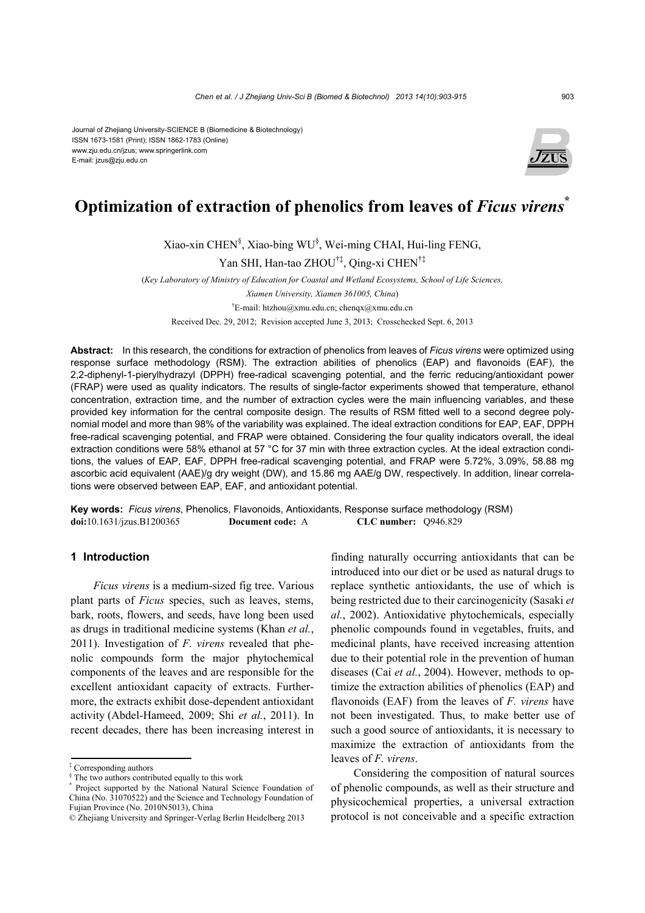Journal of Zhejiang University-SCIENCE B (Biomedicine & Biotechnology)
ISSN 1673-1581 (Print); ISSN 1862-1783 (Online)
www.zju.edu.cn/jzus; www.springerlink.com
E-mail: jzus@zju.edu.cn

# Optimization of extraction of phenolics from leaves of *Ficus virens*[*]

Xiao-xin CHEN[§], Xiao-bing WU[§], Wei-ming CHAI, Hui-ling FENG, Yan SHI, Han-tao ZHOU[†‡], Qing-xi CHEN[†‡]

(*Key Laboratory of Ministry of Education for Coastal and Wetland Ecosystems, School of Life Sciences, Xiamen University, Xiamen 361005, China*)

[†]E-mail: htzhou@xmu.edu.cn; chenqx@xmu.edu.cn

Received Dec. 29, 2012; Revision accepted June 3, 2013; Crosschecked Sept. 6, 2013

**Abstract:** In this research, the conditions for extraction of phenolics from leaves of *Ficus virens* were optimized using response surface methodology (RSM). The extraction abilities of phenolics (EAP) and flavonoids (EAF), the 2,2-diphenyl-1-pierylhydrazyl (DPPH) free-radical scavenging potential, and the ferric reducing/antioxidant power (FRAP) were used as quality indicators. The results of single-factor experiments showed that temperature, ethanol concentration, extraction time, and the number of extraction cycles were the main influencing variables, and these provided key information for the central composite design. The results of RSM fitted well to a second degree polynomial model and more than 98% of the variability was explained. The ideal extraction conditions for EAP, EAF, DPPH free-radical scavenging potential, and FRAP were obtained. Considering the four quality indicators overall, the ideal extraction conditions were 58% ethanol at 57 °C for 37 min with three extraction cycles. At the ideal extraction conditions, the values of EAP, EAF, DPPH free-radical scavenging potential, and FRAP were 5.72%, 3.09%, 58.88 mg ascorbic acid equivalent (AAE)/g dry weight (DW), and 15.86 mg AAE/g DW, respectively. In addition, linear correlations were observed between EAP, EAF, and antioxidant potential.

**Key words:** *Ficus virens*, Phenolics, Flavonoids, Antioxidants, Response surface methodology (RSM)
**doi:**10.1631/jzus.B1200365 **Document code:** A **CLC number:** Q946.829

## 1 Introduction

*Ficus virens* is a medium-sized fig tree. Various plant parts of *Ficus* species, such as leaves, stems, bark, roots, flowers, and seeds, have long been used as drugs in traditional medicine systems (Khan *et al.*, 2011). Investigation of *F. virens* revealed that phenolic compounds form the major phytochemical components of the leaves and are responsible for the excellent antioxidant capacity of extracts. Furthermore, the extracts exhibit dose-dependent antioxidant activity (Abdel-Hameed, 2009; Shi *et al.*, 2011). In recent decades, there has been increasing interest in finding naturally occurring antioxidants that can be introduced into our diet or be used as natural drugs to replace synthetic antioxidants, the use of which is being restricted due to their carcinogenicity (Sasaki *et al.*, 2002). Antioxidative phytochemicals, especially phenolic compounds found in vegetables, fruits, and medicinal plants, have received increasing attention due to their potential role in the prevention of human diseases (Cai *et al.*, 2004). However, methods to optimize the extraction abilities of phenolics (EAP) and flavonoids (EAF) from the leaves of *F. virens* have not been investigated. Thus, to make better use of such a good source of antioxidants, it is necessary to maximize the extraction of antioxidants from the leaves of *F. virens*.

Considering the composition of natural sources of phenolic compounds, as well as their structure and physicochemical properties, a universal extraction protocol is not conceivable and a specific extraction

[‡] Corresponding authors
[§] The two authors contributed equally to this work
[*] Project supported by the National Natural Science Foundation of China (No. 31070522) and the Science and Technology Foundation of Fujian Province (No. 2010N5013), China
© Zhejiang University and Springer-Verlag Berlin Heidelberg 2013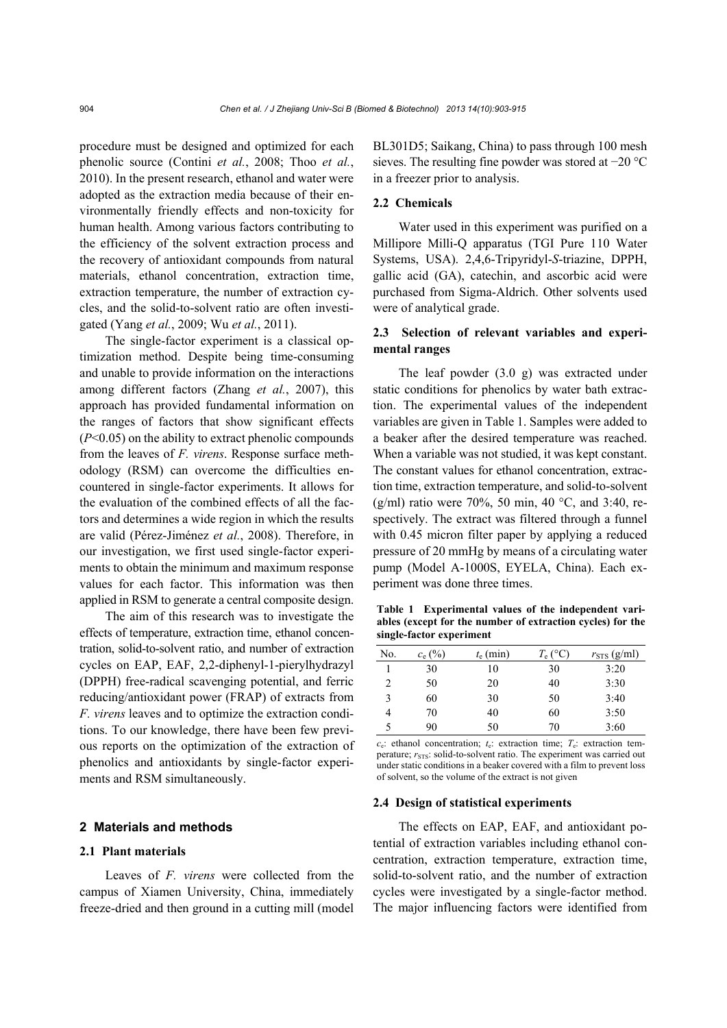procedure must be designed and optimized for each phenolic source (Contini *et al.*, 2008; Thoo *et al.*, 2010). In the present research, ethanol and water were adopted as the extraction media because of their environmentally friendly effects and non-toxicity for human health. Among various factors contributing to the efficiency of the solvent extraction process and the recovery of antioxidant compounds from natural materials, ethanol concentration, extraction time, extraction temperature, the number of extraction cycles, and the solid-to-solvent ratio are often investigated (Yang *et al.*, 2009; Wu *et al.*, 2011).

The single-factor experiment is a classical optimization method. Despite being time-consuming and unable to provide information on the interactions among different factors (Zhang *et al.*, 2007), this approach has provided fundamental information on the ranges of factors that show significant effects ($P<0.05$) on the ability to extract phenolic compounds from the leaves of *F. virens*. Response surface methodology (RSM) can overcome the difficulties encountered in single-factor experiments. It allows for the evaluation of the combined effects of all the factors and determines a wide region in which the results are valid (Pérez-Jiménez *et al.*, 2008). Therefore, in our investigation, we first used single-factor experiments to obtain the minimum and maximum response values for each factor. This information was then applied in RSM to generate a central composite design.

The aim of this research was to investigate the effects of temperature, extraction time, ethanol concentration, solid-to-solvent ratio, and number of extraction cycles on EAP, EAF, 2,2-diphenyl-1-pierylhydrazyl (DPPH) free-radical scavenging potential, and ferric reducing/antioxidant power (FRAP) of extracts from *F. virens* leaves and to optimize the extraction conditions. To our knowledge, there have been few previous reports on the optimization of the extraction of phenolics and antioxidants by single-factor experiments and RSM simultaneously.

## 2 Materials and methods

### 2.1 Plant materials

Leaves of *F. virens* were collected from the campus of Xiamen University, China, immediately freeze-dried and then ground in a cutting mill (model BL301D5; Saikang, China) to pass through 100 mesh sieves. The resulting fine powder was stored at −20 °C in a freezer prior to analysis.

### 2.2 Chemicals

Water used in this experiment was purified on a Millipore Milli-Q apparatus (TGI Pure 110 Water Systems, USA). 2,4,6-Tripyridyl-*S*-triazine, DPPH, gallic acid (GA), catechin, and ascorbic acid were purchased from Sigma-Aldrich. Other solvents used were of analytical grade.

### 2.3 Selection of relevant variables and experimental ranges

The leaf powder (3.0 g) was extracted under static conditions for phenolics by water bath extraction. The experimental values of the independent variables are given in Table 1. Samples were added to a beaker after the desired temperature was reached. When a variable was not studied, it was kept constant. The constant values for ethanol concentration, extraction time, extraction temperature, and solid-to-solvent (g/ml) ratio were 70%, 50 min, 40 °C, and 3:40, respectively. The extract was filtered through a funnel with 0.45 micron filter paper by applying a reduced pressure of 20 mmHg by means of a circulating water pump (Model A-1000S, EYELA, China). Each experiment was done three times.

**Table 1 Experimental values of the independent variables (except for the number of extraction cycles) for the single-factor experiment**

| No. | $c_e$ (%) | $t_e$ (min) | $T_e$ (°C) | $r_{STS}$ (g/ml) |
|---|---|---|---|---|
| 1 | 30 | 10 | 30 | 3:20 |
| 2 | 50 | 20 | 40 | 3:30 |
| 3 | 60 | 30 | 50 | 3:40 |
| 4 | 70 | 40 | 60 | 3:50 |
| 5 | 90 | 50 | 70 | 3:60 |

$c_e$: ethanol concentration; $t_e$: extraction time; $T_e$: extraction temperature; $r_{STS}$: solid-to-solvent ratio. The experiment was carried out under static conditions in a beaker covered with a film to prevent loss of solvent, so the volume of the extract is not given

### 2.4 Design of statistical experiments

The effects on EAP, EAF, and antioxidant potential of extraction variables including ethanol concentration, extraction temperature, extraction time, solid-to-solvent ratio, and the number of extraction cycles were investigated by a single-factor method. The major influencing factors were identified from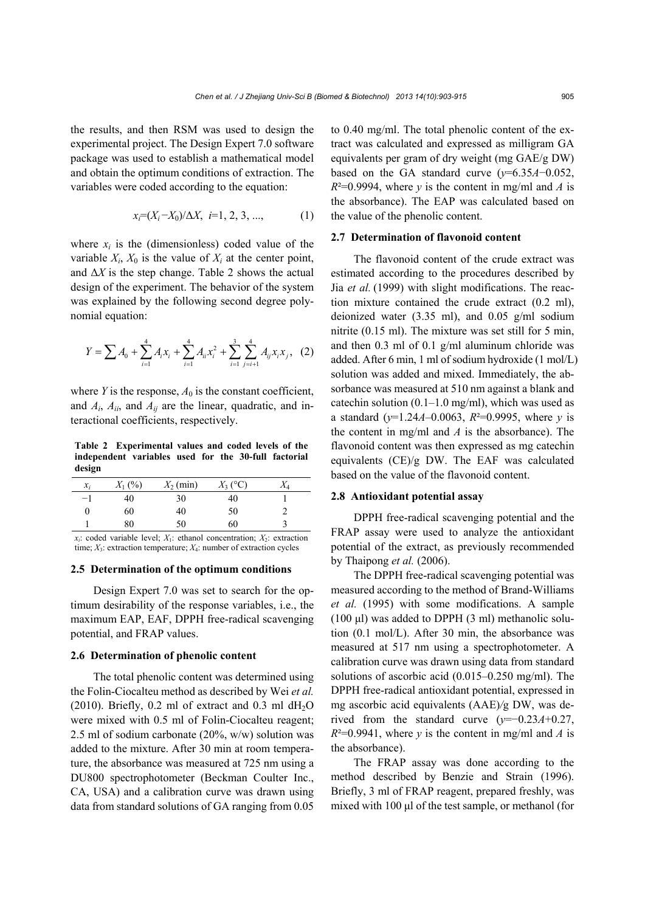the results, and then RSM was used to design the experimental project. The Design Expert 7.0 software package was used to establish a mathematical model and obtain the optimum conditions of extraction. The variables were coded according to the equation:

$$x_i=(X_i-X_0)/\Delta X,\ \ i=1, 2, 3, ..., \tag{1}$$

where $x_i$ is the (dimensionless) coded value of the variable $X_i$, $X_0$ is the value of $X_i$ at the center point, and $\Delta X$ is the step change. Table 2 shows the actual design of the experiment. The behavior of the system was explained by the following second degree polynomial equation:

$$Y=\sum A_0+\sum_{i=1}^{4}A_i x_i+\sum_{i=1}^{4}A_{ii}x_i^2+\sum_{i=1}^{3}\sum_{j=i+1}^{4}A_{ij}x_i x_j, \tag{2}$$

where $Y$ is the response, $A_0$ is the constant coefficient, and $A_i$, $A_{ii}$, and $A_{ij}$ are the linear, quadratic, and interactional coefficients, respectively.

**Table 2 Experimental values and coded levels of the independent variables used for the 30-full factorial design**

| $x_i$ | $X_1$ (%) | $X_2$ (min) | $X_3$ (°C) | $X_4$ |
|---|---|---|---|---|
| −1 | 40 | 30 | 40 | 1 |
| 0 | 60 | 40 | 50 | 2 |
| 1 | 80 | 50 | 60 | 3 |

$x_i$: coded variable level; $X_1$: ethanol concentration; $X_2$: extraction time; $X_3$: extraction temperature; $X_4$: number of extraction cycles

### 2.5 Determination of the optimum conditions

Design Expert 7.0 was set to search for the optimum desirability of the response variables, i.e., the maximum EAP, EAF, DPPH free-radical scavenging potential, and FRAP values.

### 2.6 Determination of phenolic content

The total phenolic content was determined using the Folin-Ciocalteu method as described by Wei *et al.* (2010). Briefly, 0.2 ml of extract and 0.3 ml $dH_2O$ were mixed with 0.5 ml of Folin-Ciocalteu reagent; 2.5 ml of sodium carbonate (20%, w/w) solution was added to the mixture. After 30 min at room temperature, the absorbance was measured at 725 nm using a DU800 spectrophotometer (Beckman Coulter Inc., CA, USA) and a calibration curve was drawn using data from standard solutions of GA ranging from 0.05 to 0.40 mg/ml. The total phenolic content of the extract was calculated and expressed as milligram GA equivalents per gram of dry weight (mg GAE/g DW) based on the GA standard curve ($y=6.35A-0.052$, $R^2=0.9994$, where $y$ is the content in mg/ml and $A$ is the absorbance). The EAP was calculated based on the value of the phenolic content.

### 2.7 Determination of flavonoid content

The flavonoid content of the crude extract was estimated according to the procedures described by Jia *et al.* (1999) with slight modifications. The reaction mixture contained the crude extract (0.2 ml), deionized water (3.35 ml), and 0.05 g/ml sodium nitrite (0.15 ml). The mixture was set still for 5 min, and then 0.3 ml of 0.1 g/ml aluminum chloride was added. After 6 min, 1 ml of sodium hydroxide (1 mol/L) solution was added and mixed. Immediately, the absorbance was measured at 510 nm against a blank and catechin solution (0.1–1.0 mg/ml), which was used as a standard ($y=1.24A-0.0063$, $R^2=0.9995$, where $y$ is the content in mg/ml and $A$ is the absorbance). The flavonoid content was then expressed as mg catechin equivalents (CE)/g DW. The EAF was calculated based on the value of the flavonoid content.

### 2.8 Antioxidant potential assay

DPPH free-radical scavenging potential and the FRAP assay were used to analyze the antioxidant potential of the extract, as previously recommended by Thaipong *et al.* (2006).

The DPPH free-radical scavenging potential was measured according to the method of Brand-Williams *et al.* (1995) with some modifications. A sample (100 μl) was added to DPPH (3 ml) methanolic solution (0.1 mol/L). After 30 min, the absorbance was measured at 517 nm using a spectrophotometer. A calibration curve was drawn using data from standard solutions of ascorbic acid (0.015–0.250 mg/ml). The DPPH free-radical antioxidant potential, expressed in mg ascorbic acid equivalents (AAE)/g DW, was derived from the standard curve ($y=-0.23A+0.27$, $R^2=0.9941$, where $y$ is the content in mg/ml and $A$ is the absorbance).

The FRAP assay was done according to the method described by Benzie and Strain (1996). Briefly, 3 ml of FRAP reagent, prepared freshly, was mixed with 100 μl of the test sample, or methanol (for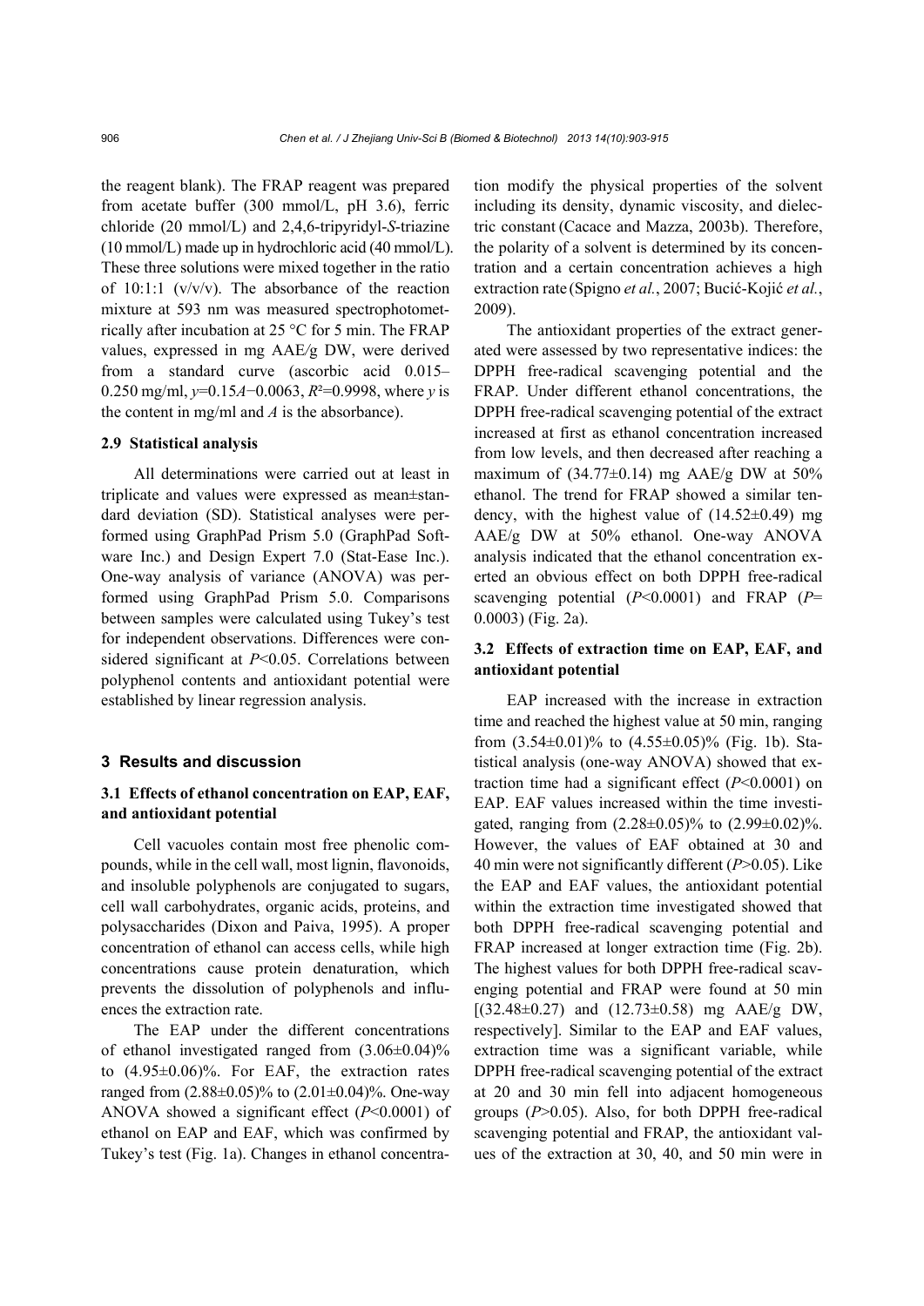the reagent blank). The FRAP reagent was prepared from acetate buffer (300 mmol/L, pH 3.6), ferric chloride (20 mmol/L) and 2,4,6-tripyridyl-*S*-triazine (10 mmol/L) made up in hydrochloric acid (40 mmol/L). These three solutions were mixed together in the ratio of 10:1:1 (v/v/v). The absorbance of the reaction mixture at 593 nm was measured spectrophotometrically after incubation at 25 °C for 5 min. The FRAP values, expressed in mg AAE/g DW, were derived from a standard curve (ascorbic acid 0.015–0.250 mg/ml, $y=0.15A-0.0063$, $R^2=0.9998$, where $y$ is the content in mg/ml and $A$ is the absorbance).

### 2.9 Statistical analysis

All determinations were carried out at least in triplicate and values were expressed as mean±standard deviation (SD). Statistical analyses were performed using GraphPad Prism 5.0 (GraphPad Software Inc.) and Design Expert 7.0 (Stat-Ease Inc.). One-way analysis of variance (ANOVA) was performed using GraphPad Prism 5.0. Comparisons between samples were calculated using Tukey's test for independent observations. Differences were considered significant at $P<0.05$. Correlations between polyphenol contents and antioxidant potential were established by linear regression analysis.

## 3 Results and discussion

### 3.1 Effects of ethanol concentration on EAP, EAF, and antioxidant potential

Cell vacuoles contain most free phenolic compounds, while in the cell wall, most lignin, flavonoids, and insoluble polyphenols are conjugated to sugars, cell wall carbohydrates, organic acids, proteins, and polysaccharides (Dixon and Paiva, 1995). A proper concentration of ethanol can access cells, while high concentrations cause protein denaturation, which prevents the dissolution of polyphenols and influences the extraction rate.

The EAP under the different concentrations of ethanol investigated ranged from (3.06±0.04)% to (4.95±0.06)%. For EAF, the extraction rates ranged from (2.88±0.05)% to (2.01±0.04)%. One-way ANOVA showed a significant effect ($P<0.0001$) of ethanol on EAP and EAF, which was confirmed by Tukey's test (Fig. 1a). Changes in ethanol concentration modify the physical properties of the solvent including its density, dynamic viscosity, and dielectric constant (Cacace and Mazza, 2003b). Therefore, the polarity of a solvent is determined by its concentration and a certain concentration achieves a high extraction rate (Spigno *et al.*, 2007; Bucić-Kojić *et al.*, 2009).

The antioxidant properties of the extract generated were assessed by two representative indices: the DPPH free-radical scavenging potential and the FRAP. Under different ethanol concentrations, the DPPH free-radical scavenging potential of the extract increased at first as ethanol concentration increased from low levels, and then decreased after reaching a maximum of (34.77±0.14) mg AAE/g DW at 50% ethanol. The trend for FRAP showed a similar tendency, with the highest value of (14.52±0.49) mg AAE/g DW at 50% ethanol. One-way ANOVA analysis indicated that the ethanol concentration exerted an obvious effect on both DPPH free-radical scavenging potential ($P<0.0001$) and FRAP ($P=0.0003$) (Fig. 2a).

### 3.2 Effects of extraction time on EAP, EAF, and antioxidant potential

EAP increased with the increase in extraction time and reached the highest value at 50 min, ranging from (3.54±0.01)% to (4.55±0.05)% (Fig. 1b). Statistical analysis (one-way ANOVA) showed that extraction time had a significant effect ($P<0.0001$) on EAP. EAF values increased within the time investigated, ranging from (2.28±0.05)% to (2.99±0.02)%. However, the values of EAF obtained at 30 and 40 min were not significantly different ($P>0.05$). Like the EAP and EAF values, the antioxidant potential within the extraction time investigated showed that both DPPH free-radical scavenging potential and FRAP increased at longer extraction time (Fig. 2b). The highest values for both DPPH free-radical scavenging potential and FRAP were found at 50 min [(32.48±0.27) and (12.73±0.58) mg AAE/g DW, respectively]. Similar to the EAP and EAF values, extraction time was a significant variable, while DPPH free-radical scavenging potential of the extract at 20 and 30 min fell into adjacent homogeneous groups ($P>0.05$). Also, for both DPPH free-radical scavenging potential and FRAP, the antioxidant values of the extraction at 30, 40, and 50 min were in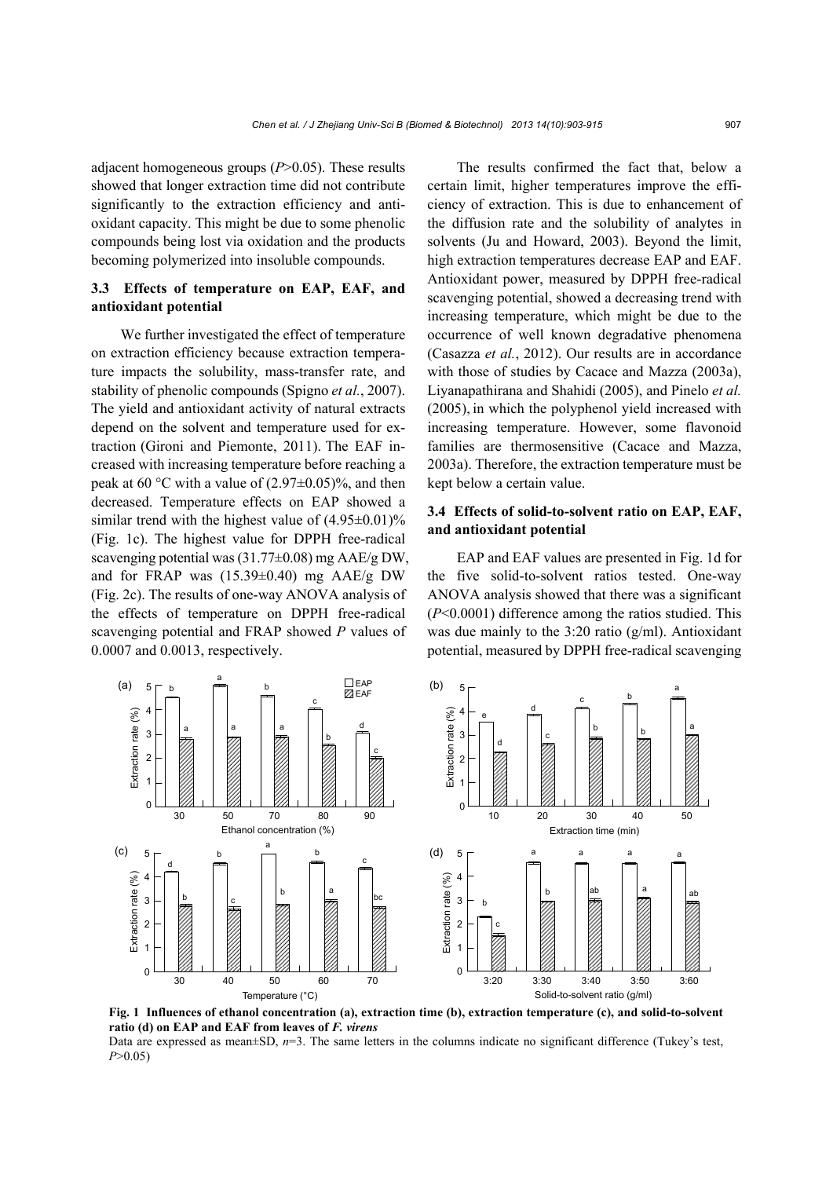adjacent homogeneous groups ($P$>0.05). These results showed that longer extraction time did not contribute significantly to the extraction efficiency and antioxidant capacity. This might be due to some phenolic compounds being lost via oxidation and the products becoming polymerized into insoluble compounds.

### 3.3 Effects of temperature on EAP, EAF, and antioxidant potential

We further investigated the effect of temperature on extraction efficiency because extraction temperature impacts the solubility, mass-transfer rate, and stability of phenolic compounds (Spigno *et al.*, 2007). The yield and antioxidant activity of natural extracts depend on the solvent and temperature used for extraction (Gironi and Piemonte, 2011). The EAF increased with increasing temperature before reaching a peak at 60 °C with a value of (2.97±0.05)%, and then decreased. Temperature effects on EAP showed a similar trend with the highest value of (4.95±0.01)% (Fig. 1c). The highest value for DPPH free-radical scavenging potential was (31.77±0.08) mg AAE/g DW, and for FRAP was (15.39±0.40) mg AAE/g DW (Fig. 2c). The results of one-way ANOVA analysis of the effects of temperature on DPPH free-radical scavenging potential and FRAP showed $P$ values of 0.0007 and 0.0013, respectively.

The results confirmed the fact that, below a certain limit, higher temperatures improve the efficiency of extraction. This is due to enhancement of the diffusion rate and the solubility of analytes in solvents (Ju and Howard, 2003). Beyond the limit, high extraction temperatures decrease EAP and EAF. Antioxidant power, measured by DPPH free-radical scavenging potential, showed a decreasing trend with increasing temperature, which might be due to the occurrence of well known degradative phenomena (Casazza *et al.*, 2012). Our results are in accordance with those of studies by Cacace and Mazza (2003a), Liyanapathirana and Shahidi (2005), and Pinelo *et al.* (2005), in which the polyphenol yield increased with increasing temperature. However, some flavonoid families are thermosensitive (Cacace and Mazza, 2003a). Therefore, the extraction temperature must be kept below a certain value.

### 3.4 Effects of solid-to-solvent ratio on EAP, EAF, and antioxidant potential

EAP and EAF values are presented in Fig. 1d for the five solid-to-solvent ratios tested. One-way ANOVA analysis showed that there was a significant ($P$<0.0001) difference among the ratios studied. This was due mainly to the 3:20 ratio (g/ml). Antioxidant potential, measured by DPPH free-radical scavenging

**Fig. 1 Influences of ethanol concentration (a), extraction time (b), extraction temperature (c), and solid-to-solvent ratio (d) on EAP and EAF from leaves of *F. virens***

Data are expressed as mean±SD, $n$=3. The same letters in the columns indicate no significant difference (Tukey's test, $P$>0.05)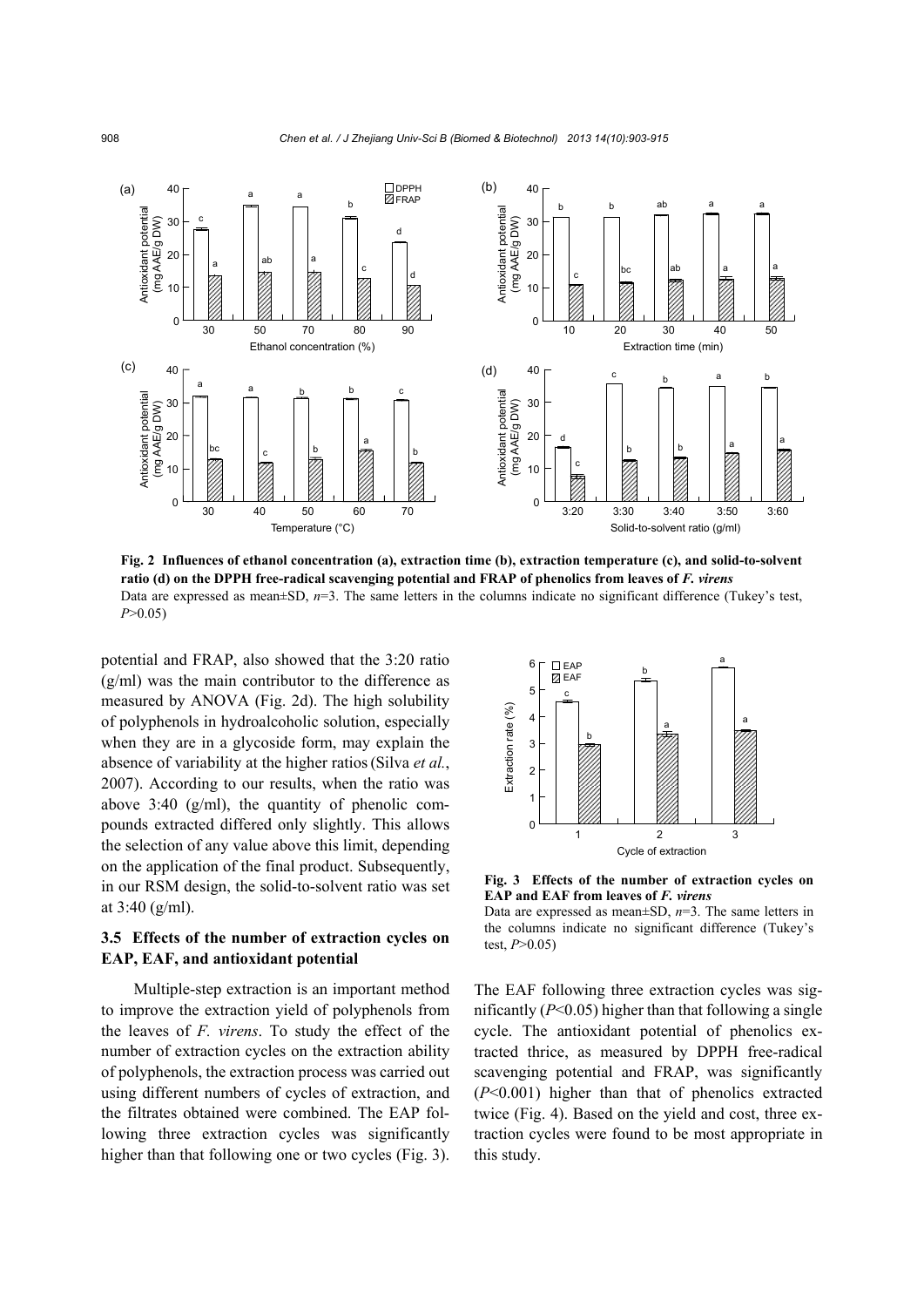**Fig. 2 Influences of ethanol concentration (a), extraction time (b), extraction temperature (c), and solid-to-solvent ratio (d) on the DPPH free-radical scavenging potential and FRAP of phenolics from leaves of *F. virens***

Data are expressed as mean±SD, $n$=3. The same letters in the columns indicate no significant difference (Tukey's test, $P$>0.05)

potential and FRAP, also showed that the 3:20 ratio (g/ml) was the main contributor to the difference as measured by ANOVA (Fig. 2d). The high solubility of polyphenols in hydroalcoholic solution, especially when they are in a glycoside form, may explain the absence of variability at the higher ratios (Silva *et al.*, 2007). According to our results, when the ratio was above 3:40 (g/ml), the quantity of phenolic compounds extracted differed only slightly. This allows the selection of any value above this limit, depending on the application of the final product. Subsequently, in our RSM design, the solid-to-solvent ratio was set at 3:40 (g/ml).

### 3.5 Effects of the number of extraction cycles on EAP, EAF, and antioxidant potential

Multiple-step extraction is an important method to improve the extraction yield of polyphenols from the leaves of *F. virens*. To study the effect of the number of extraction cycles on the extraction ability of polyphenols, the extraction process was carried out using different numbers of cycles of extraction, and the filtrates obtained were combined. The EAP following three extraction cycles was significantly higher than that following one or two cycles (Fig. 3).

**Fig. 3 Effects of the number of extraction cycles on EAP and EAF from leaves of *F. virens***

Data are expressed as mean±SD, $n$=3. The same letters in the columns indicate no significant difference (Tukey's test, $P$>0.05)

The EAF following three extraction cycles was significantly ($P$<0.05) higher than that following a single cycle. The antioxidant potential of phenolics extracted thrice, as measured by DPPH free-radical scavenging potential and FRAP, was significantly ($P$<0.001) higher than that of phenolics extracted twice (Fig. 4). Based on the yield and cost, three extraction cycles were found to be most appropriate in this study.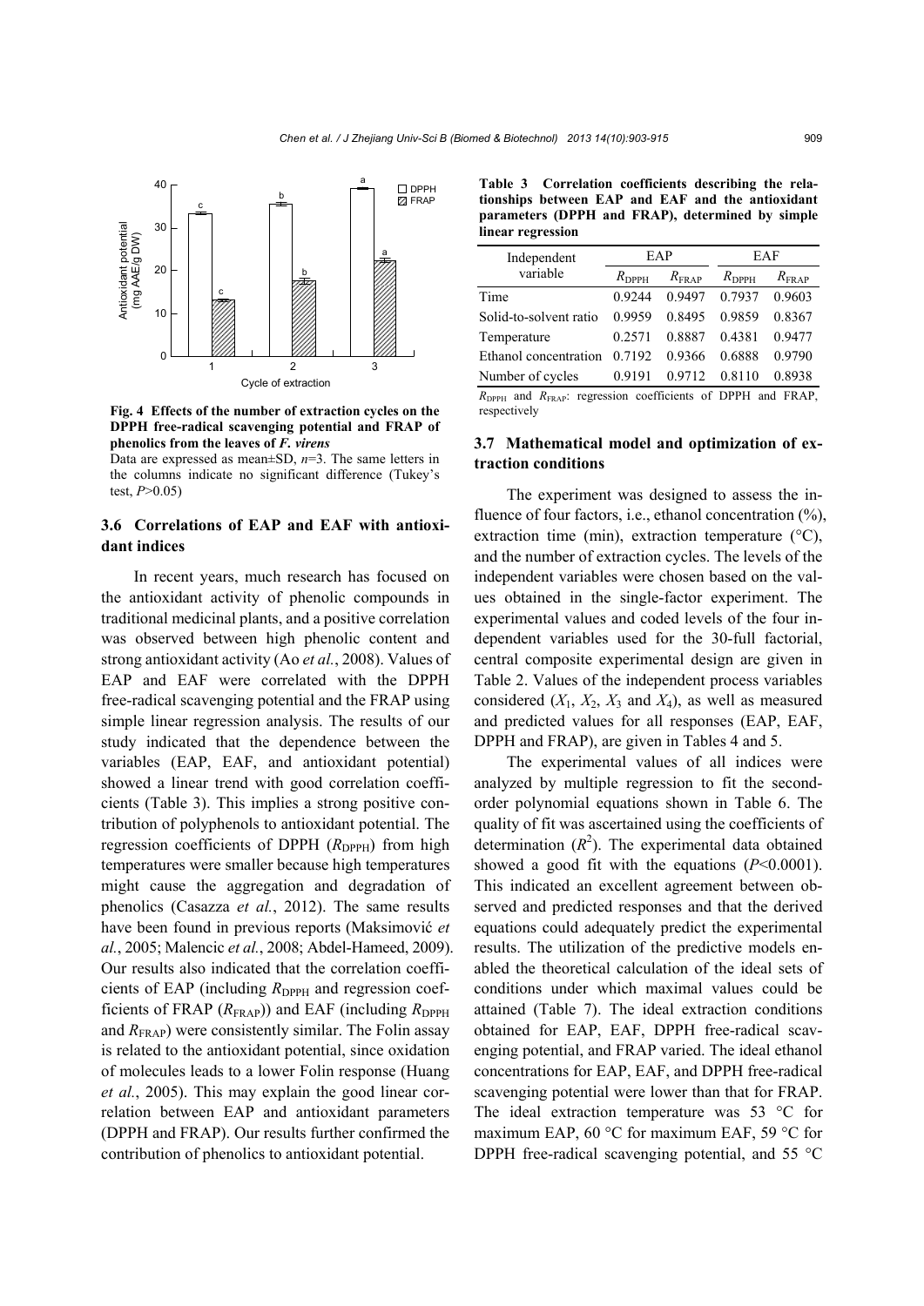Fig. 4 Effects of the number of extraction cycles on the DPPH free-radical scavenging potential and FRAP of phenolics from the leaves of *F. virens*

Data are expressed as mean±SD, $n$=3. The same letters in the columns indicate no significant difference (Tukey's test, $P$>0.05)

### 3.6 Correlations of EAP and EAF with antioxidant indices

In recent years, much research has focused on the antioxidant activity of phenolic compounds in traditional medicinal plants, and a positive correlation was observed between high phenolic content and strong antioxidant activity (Ao *et al.*, 2008). Values of EAP and EAF were correlated with the DPPH free-radical scavenging potential and the FRAP using simple linear regression analysis. The results of our study indicated that the dependence between the variables (EAP, EAF, and antioxidant potential) showed a linear trend with good correlation coefficients (Table 3). This implies a strong positive contribution of polyphenols to antioxidant potential. The regression coefficients of DPPH ($R_{DPPH}$) from high temperatures were smaller because high temperatures might cause the aggregation and degradation of phenolics (Casazza *et al.*, 2012). The same results have been found in previous reports (Maksimović *et al.*, 2005; Malencic *et al.*, 2008; Abdel-Hameed, 2009). Our results also indicated that the correlation coefficients of EAP (including $R_{DPPH}$ and regression coefficients of FRAP ($R_{FRAP}$)) and EAF (including $R_{DPPH}$ and $R_{FRAP}$) were consistently similar. The Folin assay is related to the antioxidant potential, since oxidation of molecules leads to a lower Folin response (Huang *et al.*, 2005). This may explain the good linear correlation between EAP and antioxidant parameters (DPPH and FRAP). Our results further confirmed the contribution of phenolics to antioxidant potential.

**Table 3 Correlation coefficients describing the relationships between EAP and EAF and the antioxidant parameters (DPPH and FRAP), determined by simple linear regression**

| Independent variable | EAP | | EAF | |
|---|---|---|---|---|
| | $R_{DPPH}$ | $R_{FRAP}$ | $R_{DPPH}$ | $R_{FRAP}$ |
| Time | 0.9244 | 0.9497 | 0.7937 | 0.9603 |
| Solid-to-solvent ratio | 0.9959 | 0.8495 | 0.9859 | 0.8367 |
| Temperature | 0.2571 | 0.8887 | 0.4381 | 0.9477 |
| Ethanol concentration | 0.7192 | 0.9366 | 0.6888 | 0.9790 |
| Number of cycles | 0.9191 | 0.9712 | 0.8110 | 0.8938 |

$R_{DPPH}$ and $R_{FRAP}$: regression coefficients of DPPH and FRAP, respectively

### 3.7 Mathematical model and optimization of extraction conditions

The experiment was designed to assess the influence of four factors, i.e., ethanol concentration (%), extraction time (min), extraction temperature (°C), and the number of extraction cycles. The levels of the independent variables were chosen based on the values obtained in the single-factor experiment. The experimental values and coded levels of the four independent variables used for the 30-full factorial, central composite experimental design are given in Table 2. Values of the independent process variables considered ($X_1$, $X_2$, $X_3$ and $X_4$), as well as measured and predicted values for all responses (EAP, EAF, DPPH and FRAP), are given in Tables 4 and 5.

The experimental values of all indices were analyzed by multiple regression to fit the second-order polynomial equations shown in Table 6. The quality of fit was ascertained using the coefficients of determination ($R^2$). The experimental data obtained showed a good fit with the equations ($P$<0.0001). This indicated an excellent agreement between observed and predicted responses and that the derived equations could adequately predict the experimental results. The utilization of the predictive models enabled the theoretical calculation of the ideal sets of conditions under which maximal values could be attained (Table 7). The ideal extraction conditions obtained for EAP, EAF, DPPH free-radical scavenging potential, and FRAP varied. The ideal ethanol concentrations for EAP, EAF, and DPPH free-radical scavenging potential were lower than that for FRAP. The ideal extraction temperature was 53 °C for maximum EAP, 60 °C for maximum EAF, 59 °C for DPPH free-radical scavenging potential, and 55 °C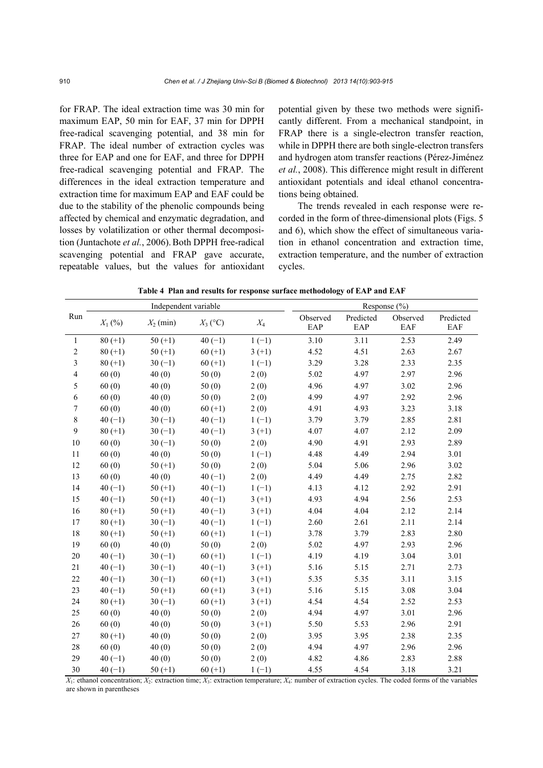for FRAP. The ideal extraction time was 30 min for maximum EAP, 50 min for EAF, 37 min for DPPH free-radical scavenging potential, and 38 min for FRAP. The ideal number of extraction cycles was three for EAP and one for EAF, and three for DPPH free-radical scavenging potential and FRAP. The differences in the ideal extraction temperature and extraction time for maximum EAP and EAF could be due to the stability of the phenolic compounds being affected by chemical and enzymatic degradation, and losses by volatilization or other thermal decomposition (Juntachote *et al.*, 2006). Both DPPH free-radical scavenging potential and FRAP gave accurate, repeatable values, but the values for antioxidant potential given by these two methods were significantly different. From a mechanical standpoint, in FRAP there is a single-electron transfer reaction, while in DPPH there are both single-electron transfers and hydrogen atom transfer reactions (Pérez-Jiménez *et al.*, 2008). This difference might result in different antioxidant potentials and ideal ethanol concentrations being obtained.

The trends revealed in each response were recorded in the form of three-dimensional plots (Figs. 5 and 6), which show the effect of simultaneous variation in ethanol concentration and extraction time, extraction temperature, and the number of extraction cycles.

**Table 4 Plan and results for response surface methodology of EAP and EAF**

| Run | Independent variable | | | | Response (%) | | | |
|---|---|---|---|---|---|---|---|---|
| | $X_1$ (%) | $X_2$ (min) | $X_3$ (°C) | $X_4$ | Observed EAP | Predicted EAP | Observed EAF | Predicted EAF |
| 1 | 80 (+1) | 50 (+1) | 40 (−1) | 1 (−1) | 3.10 | 3.11 | 2.53 | 2.49 |
| 2 | 80 (+1) | 50 (+1) | 60 (+1) | 3 (+1) | 4.52 | 4.51 | 2.63 | 2.67 |
| 3 | 80 (+1) | 30 (−1) | 60 (+1) | 1 (−1) | 3.29 | 3.28 | 2.33 | 2.35 |
| 4 | 60 (0) | 40 (0) | 50 (0) | 2 (0) | 5.02 | 4.97 | 2.97 | 2.96 |
| 5 | 60 (0) | 40 (0) | 50 (0) | 2 (0) | 4.96 | 4.97 | 3.02 | 2.96 |
| 6 | 60 (0) | 40 (0) | 50 (0) | 2 (0) | 4.99 | 4.97 | 2.92 | 2.96 |
| 7 | 60 (0) | 40 (0) | 60 (+1) | 2 (0) | 4.91 | 4.93 | 3.23 | 3.18 |
| 8 | 40 (−1) | 30 (−1) | 40 (−1) | 1 (−1) | 3.79 | 3.79 | 2.85 | 2.81 |
| 9 | 80 (+1) | 30 (−1) | 40 (−1) | 3 (+1) | 4.07 | 4.07 | 2.12 | 2.09 |
| 10 | 60 (0) | 30 (−1) | 50 (0) | 2 (0) | 4.90 | 4.91 | 2.93 | 2.89 |
| 11 | 60 (0) | 40 (0) | 50 (0) | 1 (−1) | 4.48 | 4.49 | 2.94 | 3.01 |
| 12 | 60 (0) | 50 (+1) | 50 (0) | 2 (0) | 5.04 | 5.06 | 2.96 | 3.02 |
| 13 | 60 (0) | 40 (0) | 40 (−1) | 2 (0) | 4.49 | 4.49 | 2.75 | 2.82 |
| 14 | 40 (−1) | 50 (+1) | 40 (−1) | 1 (−1) | 4.13 | 4.12 | 2.92 | 2.91 |
| 15 | 40 (−1) | 50 (+1) | 40 (−1) | 3 (+1) | 4.93 | 4.94 | 2.56 | 2.53 |
| 16 | 80 (+1) | 50 (+1) | 40 (−1) | 3 (+1) | 4.04 | 4.04 | 2.12 | 2.14 |
| 17 | 80 (+1) | 30 (−1) | 40 (−1) | 1 (−1) | 2.60 | 2.61 | 2.11 | 2.14 |
| 18 | 80 (+1) | 50 (+1) | 60 (+1) | 1 (−1) | 3.78 | 3.79 | 2.83 | 2.80 |
| 19 | 60 (0) | 40 (0) | 50 (0) | 2 (0) | 5.02 | 4.97 | 2.93 | 2.96 |
| 20 | 40 (−1) | 30 (−1) | 60 (+1) | 1 (−1) | 4.19 | 4.19 | 3.04 | 3.01 |
| 21 | 40 (−1) | 30 (−1) | 40 (−1) | 3 (+1) | 5.16 | 5.15 | 2.71 | 2.73 |
| 22 | 40 (−1) | 30 (−1) | 60 (+1) | 3 (+1) | 5.35 | 5.35 | 3.11 | 3.15 |
| 23 | 40 (−1) | 50 (+1) | 60 (+1) | 3 (+1) | 5.16 | 5.15 | 3.08 | 3.04 |
| 24 | 80 (+1) | 30 (−1) | 60 (+1) | 3 (+1) | 4.54 | 4.54 | 2.52 | 2.53 |
| 25 | 60 (0) | 40 (0) | 50 (0) | 2 (0) | 4.94 | 4.97 | 3.01 | 2.96 |
| 26 | 60 (0) | 40 (0) | 50 (0) | 3 (+1) | 5.50 | 5.53 | 2.96 | 2.91 |
| 27 | 80 (+1) | 40 (0) | 50 (0) | 2 (0) | 3.95 | 3.95 | 2.38 | 2.35 |
| 28 | 60 (0) | 40 (0) | 50 (0) | 2 (0) | 4.94 | 4.97 | 2.96 | 2.96 |
| 29 | 40 (−1) | 40 (0) | 50 (0) | 2 (0) | 4.82 | 4.86 | 2.83 | 2.88 |
| 30 | 40 (−1) | 50 (+1) | 60 (+1) | 1 (−1) | 4.55 | 4.54 | 3.18 | 3.21 |

$X_1$: ethanol concentration; $X_2$: extraction time; $X_3$: extraction temperature; $X_4$: number of extraction cycles. The coded forms of the variables are shown in parentheses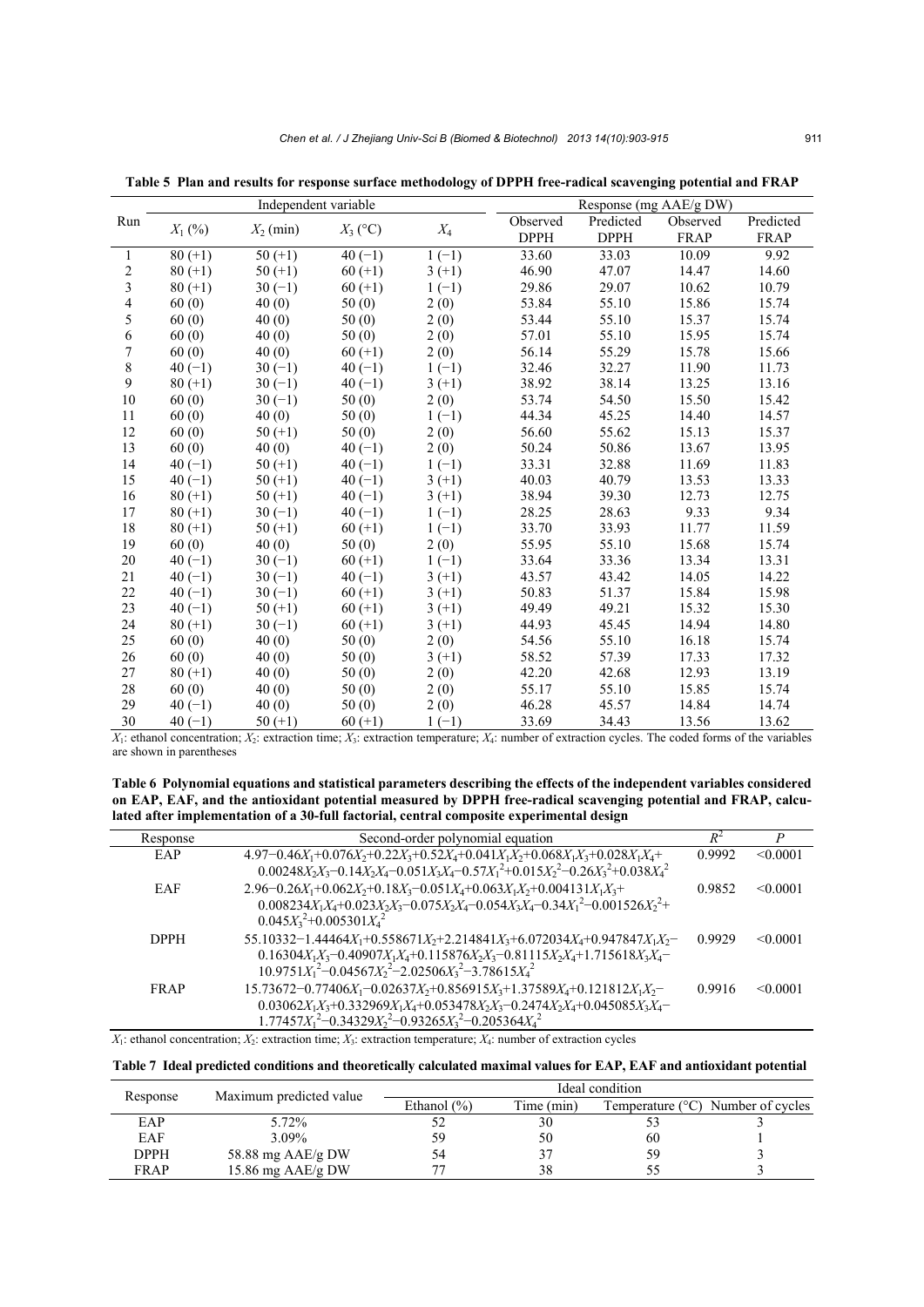**Table 5 Plan and results for response surface methodology of DPPH free-radical scavenging potential and FRAP**

| Run | Independent variable | | | | Response (mg AAE/g DW) | | | |
|---|---|---|---|---|---|---|---|---|
| | $X_1$ (%) | $X_2$ (min) | $X_3$ (°C) | $X_4$ | Observed DPPH | Predicted DPPH | Observed FRAP | Predicted FRAP |
| 1 | 80 (+1) | 50 (+1) | 40 (−1) | 1 (−1) | 33.60 | 33.03 | 10.09 | 9.92 |
| 2 | 80 (+1) | 50 (+1) | 60 (+1) | 3 (+1) | 46.90 | 47.07 | 14.47 | 14.60 |
| 3 | 80 (+1) | 30 (−1) | 60 (+1) | 1 (−1) | 29.86 | 29.07 | 10.62 | 10.79 |
| 4 | 60 (0) | 40 (0) | 50 (0) | 2 (0) | 53.84 | 55.10 | 15.86 | 15.74 |
| 5 | 60 (0) | 40 (0) | 50 (0) | 2 (0) | 53.44 | 55.10 | 15.37 | 15.74 |
| 6 | 60 (0) | 40 (0) | 50 (0) | 2 (0) | 57.01 | 55.10 | 15.95 | 15.74 |
| 7 | 60 (0) | 40 (0) | 60 (+1) | 2 (0) | 56.14 | 55.29 | 15.78 | 15.66 |
| 8 | 40 (−1) | 30 (−1) | 40 (−1) | 1 (−1) | 32.46 | 32.27 | 11.90 | 11.73 |
| 9 | 80 (+1) | 30 (−1) | 40 (−1) | 3 (+1) | 38.92 | 38.14 | 13.25 | 13.16 |
| 10 | 60 (0) | 30 (−1) | 50 (0) | 2 (0) | 53.74 | 54.50 | 15.50 | 15.42 |
| 11 | 60 (0) | 40 (0) | 50 (0) | 1 (−1) | 44.34 | 45.25 | 14.40 | 14.57 |
| 12 | 60 (0) | 50 (+1) | 50 (0) | 2 (0) | 56.60 | 55.62 | 15.13 | 15.37 |
| 13 | 60 (0) | 40 (0) | 40 (−1) | 2 (0) | 50.24 | 50.86 | 13.67 | 13.95 |
| 14 | 40 (−1) | 50 (+1) | 40 (−1) | 1 (−1) | 33.31 | 32.88 | 11.69 | 11.83 |
| 15 | 40 (−1) | 50 (+1) | 40 (−1) | 3 (+1) | 40.03 | 40.79 | 13.53 | 13.33 |
| 16 | 80 (+1) | 50 (+1) | 40 (−1) | 3 (+1) | 38.94 | 39.30 | 12.73 | 12.75 |
| 17 | 80 (+1) | 30 (−1) | 40 (−1) | 1 (−1) | 28.25 | 28.63 | 9.33 | 9.34 |
| 18 | 80 (+1) | 50 (+1) | 60 (+1) | 1 (−1) | 33.70 | 33.93 | 11.77 | 11.59 |
| 19 | 60 (0) | 40 (0) | 50 (0) | 2 (0) | 55.95 | 55.10 | 15.68 | 15.74 |
| 20 | 40 (−1) | 30 (−1) | 60 (+1) | 1 (−1) | 33.64 | 33.36 | 13.34 | 13.31 |
| 21 | 40 (−1) | 30 (−1) | 40 (−1) | 3 (+1) | 43.57 | 43.42 | 14.05 | 14.22 |
| 22 | 40 (−1) | 30 (−1) | 60 (+1) | 3 (+1) | 50.83 | 51.37 | 15.84 | 15.98 |
| 23 | 40 (−1) | 50 (+1) | 60 (+1) | 3 (+1) | 49.49 | 49.21 | 15.32 | 15.30 |
| 24 | 80 (+1) | 30 (−1) | 60 (+1) | 3 (+1) | 44.93 | 45.45 | 14.94 | 14.80 |
| 25 | 60 (0) | 40 (0) | 50 (0) | 2 (0) | 54.56 | 55.10 | 16.18 | 15.74 |
| 26 | 60 (0) | 40 (0) | 50 (0) | 3 (+1) | 58.52 | 57.39 | 17.33 | 17.32 |
| 27 | 80 (+1) | 40 (0) | 50 (0) | 2 (0) | 42.20 | 42.68 | 12.93 | 13.19 |
| 28 | 60 (0) | 40 (0) | 50 (0) | 2 (0) | 55.17 | 55.10 | 15.85 | 15.74 |
| 29 | 40 (−1) | 40 (0) | 50 (0) | 2 (0) | 46.28 | 45.57 | 14.84 | 14.74 |
| 30 | 40 (−1) | 50 (+1) | 60 (+1) | 1 (−1) | 33.69 | 34.43 | 13.56 | 13.62 |

$X_1$: ethanol concentration; $X_2$: extraction time; $X_3$: extraction temperature; $X_4$: number of extraction cycles. The coded forms of the variables are shown in parentheses

**Table 6 Polynomial equations and statistical parameters describing the effects of the independent variables considered on EAP, EAF, and the antioxidant potential measured by DPPH free-radical scavenging potential and FRAP, calculated after implementation of a 30-full factorial, central composite experimental design**

| Response | Second-order polynomial equation | $R^2$ | $P$ |
|---|---|---|---|
| EAP | $4.97-0.46X_1+0.076X_2+0.22X_3+0.52X_4+0.041X_1X_2+0.068X_1X_3+0.028X_1X_4+0.00248X_2X_3-0.14X_2X_4-0.051X_3X_4-0.57X_1^2+0.015X_2^2-0.26X_3^2+0.038X_4^2$ | 0.9992 | <0.0001 |
| EAF | $2.96-0.26X_1+0.062X_2+0.18X_3-0.051X_4+0.063X_1X_2+0.004131X_1X_3+0.008234X_1X_4+0.023X_2X_3-0.075X_2X_4-0.054X_3X_4-0.34X_1^2-0.001526X_2^2+0.045X_3^2+0.005301X_4^2$ | 0.9852 | <0.0001 |
| DPPH | $55.10332-1.44464X_1+0.558671X_2+2.214841X_3+6.072034X_4+0.947847X_1X_2-0.16304X_1X_3-0.40907X_1X_4+0.115876X_2X_3-0.81115X_2X_4+1.715618X_3X_4-10.9751X_1^2-0.04567X_2^2-2.02506X_3^2-3.78615X_4^2$ | 0.9929 | <0.0001 |
| FRAP | $15.73672-0.77406X_1-0.02637X_2+0.856915X_3+1.37589X_4+0.121812X_1X_2-0.03062X_1X_3+0.332969X_1X_4+0.053478X_2X_3-0.2474X_2X_4+0.045085X_3X_4-1.77457X_1^2-0.34329X_2^2-0.93265X_3^2-0.205364X_4^2$ | 0.9916 | <0.0001 |

$X_1$: ethanol concentration; $X_2$: extraction time; $X_3$: extraction temperature; $X_4$: number of extraction cycles

**Table 7 Ideal predicted conditions and theoretically calculated maximal values for EAP, EAF and antioxidant potential**

| Response | Maximum predicted value | Ideal condition | | | |
|---|---|---|---|---|---|
| | | Ethanol (%) | Time (min) | Temperature (°C) | Number of cycles |
| EAP | 5.72% | 52 | 30 | 53 | 3 |
| EAF | 3.09% | 59 | 50 | 60 | 1 |
| DPPH | 58.88 mg AAE/g DW | 54 | 37 | 59 | 3 |
| FRAP | 15.86 mg AAE/g DW | 77 | 38 | 55 | 3 |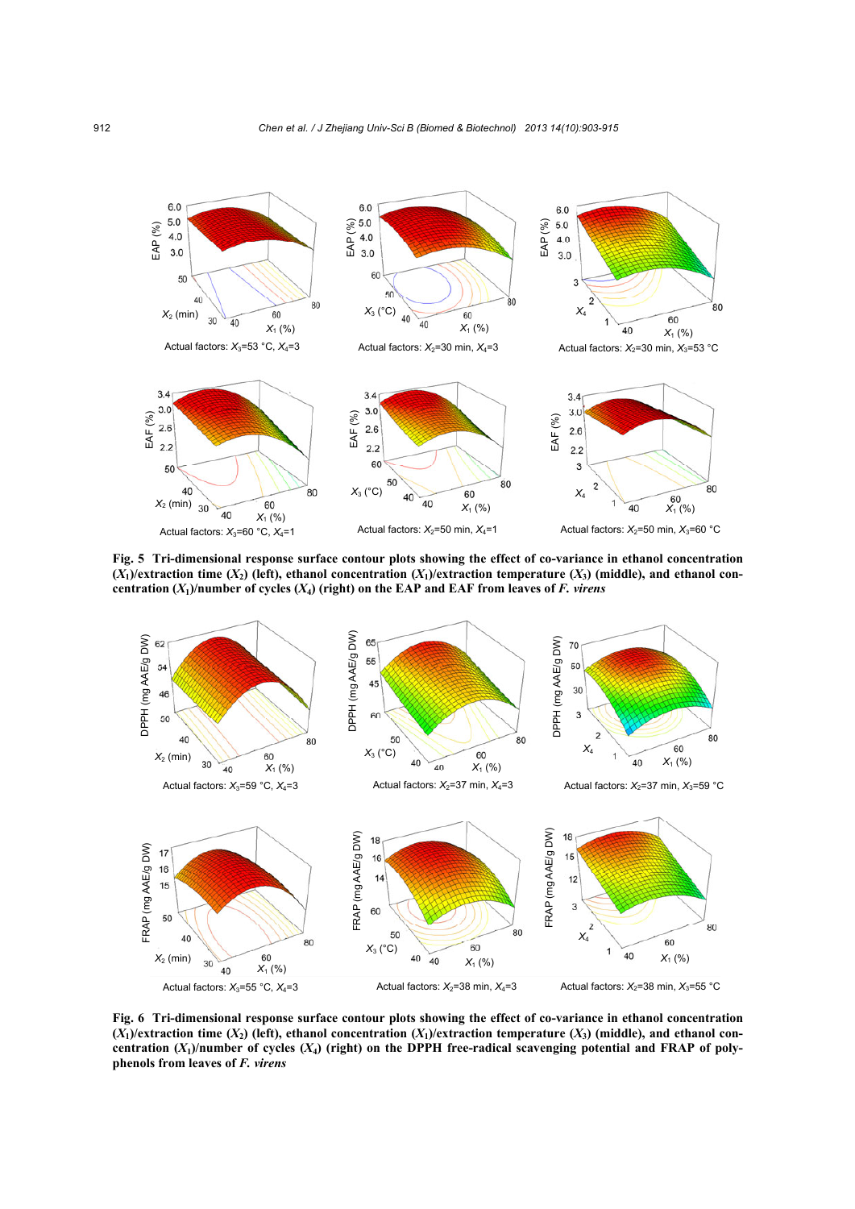Actual factors: $X_3$=53 °C, $X_4$=3

Actual factors: $X_2$=30 min, $X_4$=3

Actual factors: $X_2$=30 min, $X_3$=53 °C

Actual factors: $X_3$=60 °C, $X_4$=1

Actual factors: $X_2$=50 min, $X_4$=1

Actual factors: $X_2$=50 min, $X_3$=60 °C

**Fig. 5 Tri-dimensional response surface contour plots showing the effect of co-variance in ethanol concentration ($X_1$)/extraction time ($X_2$) (left), ethanol concentration ($X_1$)/extraction temperature ($X_3$) (middle), and ethanol concentration ($X_1$)/number of cycles ($X_4$) (right) on the EAP and EAF from leaves of *F. virens***

Actual factors: $X_3$=59 °C, $X_4$=3

Actual factors: $X_2$=37 min, $X_4$=3

Actual factors: $X_2$=37 min, $X_3$=59 °C

Actual factors: $X_3$=55 °C, $X_4$=3

Actual factors: $X_2$=38 min, $X_4$=3

Actual factors: $X_2$=38 min, $X_3$=55 °C

**Fig. 6 Tri-dimensional response surface contour plots showing the effect of co-variance in ethanol concentration ($X_1$)/extraction time ($X_2$) (left), ethanol concentration ($X_1$)/extraction temperature ($X_3$) (middle), and ethanol concentration ($X_1$)/number of cycles ($X_4$) (right) on the DPPH free-radical scavenging potential and FRAP of polyphenols from leaves of *F. virens***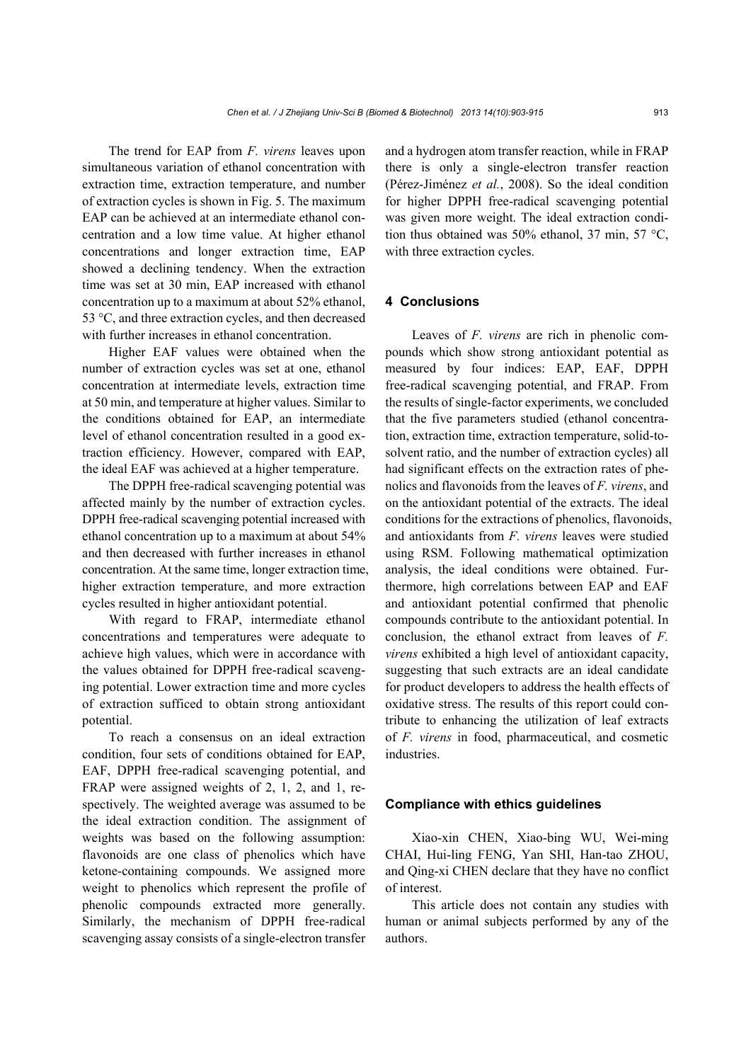The trend for EAP from *F. virens* leaves upon simultaneous variation of ethanol concentration with extraction time, extraction temperature, and number of extraction cycles is shown in Fig. 5. The maximum EAP can be achieved at an intermediate ethanol concentration and a low time value. At higher ethanol concentrations and longer extraction time, EAP showed a declining tendency. When the extraction time was set at 30 min, EAP increased with ethanol concentration up to a maximum at about 52% ethanol, 53 °C, and three extraction cycles, and then decreased with further increases in ethanol concentration.

Higher EAF values were obtained when the number of extraction cycles was set at one, ethanol concentration at intermediate levels, extraction time at 50 min, and temperature at higher values. Similar to the conditions obtained for EAP, an intermediate level of ethanol concentration resulted in a good extraction efficiency. However, compared with EAP, the ideal EAF was achieved at a higher temperature.

The DPPH free-radical scavenging potential was affected mainly by the number of extraction cycles. DPPH free-radical scavenging potential increased with ethanol concentration up to a maximum at about 54% and then decreased with further increases in ethanol concentration. At the same time, longer extraction time, higher extraction temperature, and more extraction cycles resulted in higher antioxidant potential.

With regard to FRAP, intermediate ethanol concentrations and temperatures were adequate to achieve high values, which were in accordance with the values obtained for DPPH free-radical scavenging potential. Lower extraction time and more cycles of extraction sufficed to obtain strong antioxidant potential.

To reach a consensus on an ideal extraction condition, four sets of conditions obtained for EAP, EAF, DPPH free-radical scavenging potential, and FRAP were assigned weights of 2, 1, 2, and 1, respectively. The weighted average was assumed to be the ideal extraction condition. The assignment of weights was based on the following assumption: flavonoids are one class of phenolics which have ketone-containing compounds. We assigned more weight to phenolics which represent the profile of phenolic compounds extracted more generally. Similarly, the mechanism of DPPH free-radical scavenging assay consists of a single-electron transfer and a hydrogen atom transfer reaction, while in FRAP there is only a single-electron transfer reaction (Pérez-Jiménez *et al.*, 2008). So the ideal condition for higher DPPH free-radical scavenging potential was given more weight. The ideal extraction condition thus obtained was 50% ethanol, 37 min, 57 °C, with three extraction cycles.

## 4 Conclusions

Leaves of *F. virens* are rich in phenolic compounds which show strong antioxidant potential as measured by four indices: EAP, EAF, DPPH free-radical scavenging potential, and FRAP. From the results of single-factor experiments, we concluded that the five parameters studied (ethanol concentration, extraction time, extraction temperature, solid-to-solvent ratio, and the number of extraction cycles) all had significant effects on the extraction rates of phenolics and flavonoids from the leaves of *F. virens*, and on the antioxidant potential of the extracts. The ideal conditions for the extractions of phenolics, flavonoids, and antioxidants from *F. virens* leaves were studied using RSM. Following mathematical optimization analysis, the ideal conditions were obtained. Furthermore, high correlations between EAP and EAF and antioxidant potential confirmed that phenolic compounds contribute to the antioxidant potential. In conclusion, the ethanol extract from leaves of *F. virens* exhibited a high level of antioxidant capacity, suggesting that such extracts are an ideal candidate for product developers to address the health effects of oxidative stress. The results of this report could contribute to enhancing the utilization of leaf extracts of *F. virens* in food, pharmaceutical, and cosmetic industries.

## Compliance with ethics guidelines

Xiao-xin CHEN, Xiao-bing WU, Wei-ming CHAI, Hui-ling FENG, Yan SHI, Han-tao ZHOU, and Qing-xi CHEN declare that they have no conflict of interest.

This article does not contain any studies with human or animal subjects performed by any of the authors.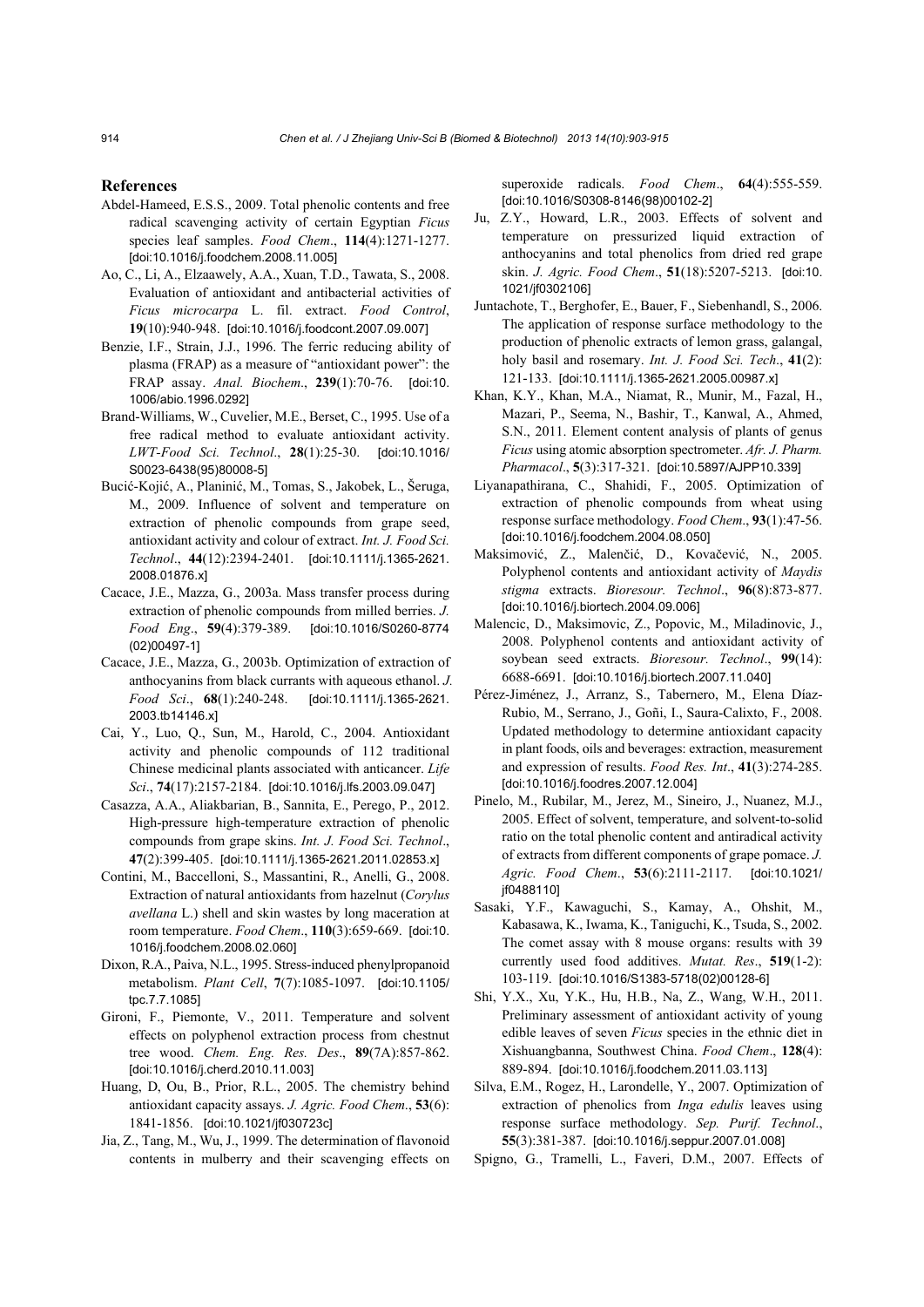## References

Abdel-Hameed, E.S.S., 2009. Total phenolic contents and free radical scavenging activity of certain Egyptian *Ficus* species leaf samples. *Food Chem*., **114**(4):1271-1277. [doi:10.1016/j.foodchem.2008.11.005]

Ao, C., Li, A., Elzaawely, A.A., Xuan, T.D., Tawata, S., 2008. Evaluation of antioxidant and antibacterial activities of *Ficus microcarpa* L. fil. extract. *Food Control*, **19**(10):940-948. [doi:10.1016/j.foodcont.2007.09.007]

Benzie, I.F., Strain, J.J., 1996. The ferric reducing ability of plasma (FRAP) as a measure of "antioxidant power": the FRAP assay. *Anal. Biochem*., **239**(1):70-76. [doi:10.1006/abio.1996.0292]

Brand-Williams, W., Cuvelier, M.E., Berset, C., 1995. Use of a free radical method to evaluate antioxidant activity. *LWT-Food Sci. Technol*., **28**(1):25-30. [doi:10.1016/S0023-6438(95)80008-5]

Bucić-Kojić, A., Planinić, M., Tomas, S., Jakobek, L., Šeruga, M., 2009. Influence of solvent and temperature on extraction of phenolic compounds from grape seed, antioxidant activity and colour of extract. *Int. J. Food Sci. Technol*., **44**(12):2394-2401. [doi:10.1111/j.1365-2621.2008.01876.x]

Cacace, J.E., Mazza, G., 2003a. Mass transfer process during extraction of phenolic compounds from milled berries. *J. Food Eng*., **59**(4):379-389. [doi:10.1016/S0260-8774(02)00497-1]

Cacace, J.E., Mazza, G., 2003b. Optimization of extraction of anthocyanins from black currants with aqueous ethanol. *J. Food Sci*., **68**(1):240-248. [doi:10.1111/j.1365-2621.2003.tb14146.x]

Cai, Y., Luo, Q., Sun, M., Harold, C., 2004. Antioxidant activity and phenolic compounds of 112 traditional Chinese medicinal plants associated with anticancer. *Life Sci*., **74**(17):2157-2184. [doi:10.1016/j.lfs.2003.09.047]

Casazza, A.A., Aliakbarian, B., Sannita, E., Perego, P., 2012. High-pressure high-temperature extraction of phenolic compounds from grape skins. *Int. J. Food Sci. Technol*., **47**(2):399-405. [doi:10.1111/j.1365-2621.2011.02853.x]

Contini, M., Baccelloni, S., Massantini, R., Anelli, G., 2008. Extraction of natural antioxidants from hazelnut (*Corylus avellana* L.) shell and skin wastes by long maceration at room temperature. *Food Chem*., **110**(3):659-669. [doi:10.1016/j.foodchem.2008.02.060]

Dixon, R.A., Paiva, N.L., 1995. Stress-induced phenylpropanoid metabolism. *Plant Cell*, **7**(7):1085-1097. [doi:10.1105/tpc.7.7.1085]

Gironi, F., Piemonte, V., 2011. Temperature and solvent effects on polyphenol extraction process from chestnut tree wood. *Chem. Eng. Res. Des*., **89**(7A):857-862. [doi:10.1016/j.cherd.2010.11.003]

Huang, D, Ou, B., Prior, R.L., 2005. The chemistry behind antioxidant capacity assays. *J. Agric. Food Chem*., **53**(6):1841-1856. [doi:10.1021/jf030723c]

Jia, Z., Tang, M., Wu, J., 1999. The determination of flavonoid contents in mulberry and their scavenging effects on superoxide radicals. *Food Chem*., **64**(4):555-559. [doi:10.1016/S0308-8146(98)00102-2]

Ju, Z.Y., Howard, L.R., 2003. Effects of solvent and temperature on pressurized liquid extraction of anthocyanins and total phenolics from dried red grape skin. *J. Agric. Food Chem*., **51**(18):5207-5213. [doi:10.1021/jf0302106]

Juntachote, T., Berghofer, E., Bauer, F., Siebenhandl, S., 2006. The application of response surface methodology to the production of phenolic extracts of lemon grass, galangal, holy basil and rosemary. *Int. J. Food Sci. Tech*., **41**(2):121-133. [doi:10.1111/j.1365-2621.2005.00987.x]

Khan, K.Y., Khan, M.A., Niamat, R., Munir, M., Fazal, H., Mazari, P., Seema, N., Bashir, T., Kanwal, A., Ahmed, S.N., 2011. Element content analysis of plants of genus *Ficus* using atomic absorption spectrometer. *Afr. J. Pharm. Pharmacol*., **5**(3):317-321. [doi:10.5897/AJPP10.339]

Liyanapathirana, C., Shahidi, F., 2005. Optimization of extraction of phenolic compounds from wheat using response surface methodology. *Food Chem*., **93**(1):47-56. [doi:10.1016/j.foodchem.2004.08.050]

Maksimović, Z., Malenčić, D., Kovačević, N., 2005. Polyphenol contents and antioxidant activity of *Maydis stigma* extracts. *Bioresour. Technol*., **96**(8):873-877. [doi:10.1016/j.biortech.2004.09.006]

Malencic, D., Maksimovic, Z., Popovic, M., Miladinovic, J., 2008. Polyphenol contents and antioxidant activity of soybean seed extracts. *Bioresour. Technol*., **99**(14):6688-6691. [doi:10.1016/j.biortech.2007.11.040]

Pérez-Jiménez, J., Arranz, S., Tabernero, M., Elena Díaz-Rubio, M., Serrano, J., Goñi, I., Saura-Calixto, F., 2008. Updated methodology to determine antioxidant capacity in plant foods, oils and beverages: extraction, measurement and expression of results. *Food Res. Int*., **41**(3):274-285. [doi:10.1016/j.foodres.2007.12.004]

Pinelo, M., Rubilar, M., Jerez, M., Sineiro, J., Nuanez, M.J., 2005. Effect of solvent, temperature, and solvent-to-solid ratio on the total phenolic content and antiradical activity of extracts from different components of grape pomace. *J. Agric. Food Chem*., **53**(6):2111-2117. [doi:10.1021/jf0488110]

Sasaki, Y.F., Kawaguchi, S., Kamay, A., Ohshit, M., Kabasawa, K., Iwama, K., Taniguchi, K., Tsuda, S., 2002. The comet assay with 8 mouse organs: results with 39 currently used food additives. *Mutat. Res*., **519**(1-2):103-119. [doi:10.1016/S1383-5718(02)00128-6]

Shi, Y.X., Xu, Y.K., Hu, H.B., Na, Z., Wang, W.H., 2011. Preliminary assessment of antioxidant activity of young edible leaves of seven *Ficus* species in the ethnic diet in Xishuangbanna, Southwest China. *Food Chem*., **128**(4):889-894. [doi:10.1016/j.foodchem.2011.03.113]

Silva, E.M., Rogez, H., Larondelle, Y., 2007. Optimization of extraction of phenolics from *Inga edulis* leaves using response surface methodology. *Sep. Purif. Technol*., **55**(3):381-387. [doi:10.1016/j.seppur.2007.01.008]

Spigno, G., Tramelli, L., Faveri, D.M., 2007. Effects of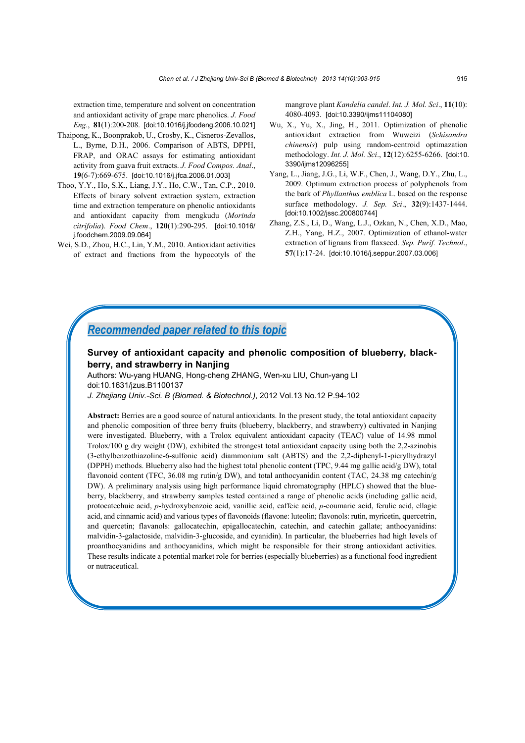extraction time, temperature and solvent on concentration and antioxidant activity of grape marc phenolics. *J. Food Eng*., **81**(1):200-208. [doi:10.1016/j.jfoodeng.2006.10.021]

Thaipong, K., Boonprakob, U., Crosby, K., Cisneros-Zevallos, L., Byrne, D.H., 2006. Comparison of ABTS, DPPH, FRAP, and ORAC assays for estimating antioxidant activity from guava fruit extracts. *J. Food Compos. Anal*., **19**(6-7):669-675. [doi:10.1016/j.jfca.2006.01.003]

Thoo, Y.Y., Ho, S.K., Liang, J.Y., Ho, C.W., Tan, C.P., 2010. Effects of binary solvent extraction system, extraction time and extraction temperature on phenolic antioxidants and antioxidant capacity from mengkudu (*Morinda citrifolia*). *Food Chem*., **120**(1):290-295. [doi:10.1016/j.foodchem.2009.09.064]

Wei, S.D., Zhou, H.C., Lin, Y.M., 2010. Antioxidant activities of extract and fractions from the hypocotyls of the mangrove plant *Kandelia candel*. *Int. J. Mol. Sci*., **11**(10):4080-4093. [doi:10.3390/ijms11104080]

Wu, X., Yu, X., Jing, H., 2011. Optimization of phenolic antioxidant extraction from Wuweizi (*Schisandra chinensis*) pulp using random-centroid optimazation methodology. *Int. J. Mol. Sci*., **12**(12):6255-6266. [doi:10.3390/ijms12096255]

Yang, L., Jiang, J.G., Li, W.F., Chen, J., Wang, D.Y., Zhu, L., 2009. Optimum extraction process of polyphenols from the bark of *Phyllanthus emblica* L. based on the response surface methodology. *J. Sep. Sci*., **32**(9):1437-1444. [doi:10.1002/jssc.200800744]

Zhang, Z.S., Li, D., Wang, L.J., Ozkan, N., Chen, X.D., Mao, Z.H., Yang, H.Z., 2007. Optimization of ethanol-water extraction of lignans from flaxseed. *Sep. Purif. Technol*., **57**(1):17-24. [doi:10.1016/j.seppur.2007.03.006]

## *Recommended paper related to this topic*

**Survey of antioxidant capacity and phenolic composition of blueberry, blackberry, and strawberry in Nanjing**

Authors: Wu-yang HUANG, Hong-cheng ZHANG, Wen-xu LIU, Chun-yang LI
doi:10.1631/jzus.B1100137
*J. Zhejiang Univ.-Sci. B (Biomed. & Biotechnol.)*, 2012 Vol.13 No.12 P.94-102

**Abstract:** Berries are a good source of natural antioxidants. In the present study, the total antioxidant capacity and phenolic composition of three berry fruits (blueberry, blackberry, and strawberry) cultivated in Nanjing were investigated. Blueberry, with a Trolox equivalent antioxidant capacity (TEAC) value of 14.98 mmol Trolox/100 g dry weight (DW), exhibited the strongest total antioxidant capacity using both the 2,2-azinobis (3-ethylbenzothiazoline-6-sulfonic acid) diammonium salt (ABTS) and the 2,2-diphenyl-1-picrylhydrazyl (DPPH) methods. Blueberry also had the highest total phenolic content (TPC, 9.44 mg gallic acid/g DW), total flavonoid content (TFC, 36.08 mg rutin/g DW), and total anthocyanidin content (TAC, 24.38 mg catechin/g DW). A preliminary analysis using high performance liquid chromatography (HPLC) showed that the blueberry, blackberry, and strawberry samples tested contained a range of phenolic acids (including gallic acid, protocatechuic acid, *p*-hydroxybenzoic acid, vanillic acid, caffeic acid, *p*-coumaric acid, ferulic acid, ellagic acid, and cinnamic acid) and various types of flavonoids (flavone: luteolin; flavonols: rutin, myricetin, quercetrin, and quercetin; flavanols: gallocatechin, epigallocatechin, catechin, and catechin gallate; anthocyanidins: malvidin-3-galactoside, malvidin-3-glucoside, and cyanidin). In particular, the blueberries had high levels of proanthocyanidins and anthocyanidins, which might be responsible for their strong antioxidant activities. These results indicate a potential market role for berries (especially blueberries) as a functional food ingredient or nutraceutical.